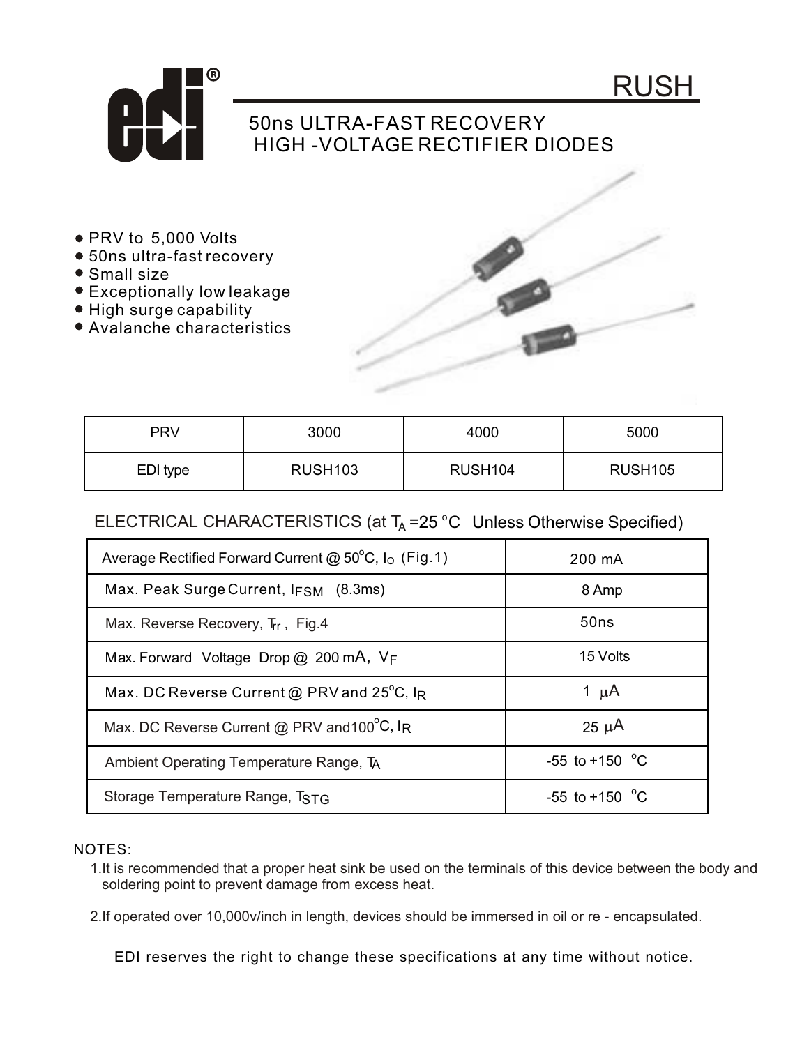# RUSH

## 50ns ULTRA-FAST RECOVERY HIGH -VOLTAGE RECTIFIER DIODES

- PRV to 5,000 Volts
- 50ns ultra-fast recovery
- Small size
- Exceptionally low leakage
- High surge capability
- Avalanche characteristics

| PRV | 3000 | 4000 | 5000 |
|---|---|---|---|
| EDI type | RUSH103 | RUSH104 | RUSH105 |

## ELECTRICAL CHARACTERISTICS (at $T_A$ =25 °C Unless Otherwise Specified)

| Parameter | Value |
|---|---|
| Average Rectified Forward Current @ 50°C, $I_O$ (Fig.1) | 200 mA |
| Max. Peak Surge Current, $I_{FSM}$ (8.3ms) | 8 Amp |
| Max. Reverse Recovery, $T_{rr}$ , Fig.4 | 50ns |
| Max. Forward Voltage Drop @ 200 mA, $V_F$ | 15 Volts |
| Max. DC Reverse Current @ PRV and 25°C, $I_R$ | 1 μA |
| Max. DC Reverse Current @ PRV and100°C, $I_R$ | 25 μA |
| Ambient Operating Temperature Range, $T_A$ | -55 to +150 °C |
| Storage Temperature Range, $T_{STG}$ | -55 to +150 °C |

NOTES:

1. It is recommended that a proper heat sink be used on the terminals of this device between the body and soldering point to prevent damage from excess heat.

2. If operated over 10,000v/inch in length, devices should be immersed in oil or re - encapsulated.

EDI reserves the right to change these specifications at any time without notice.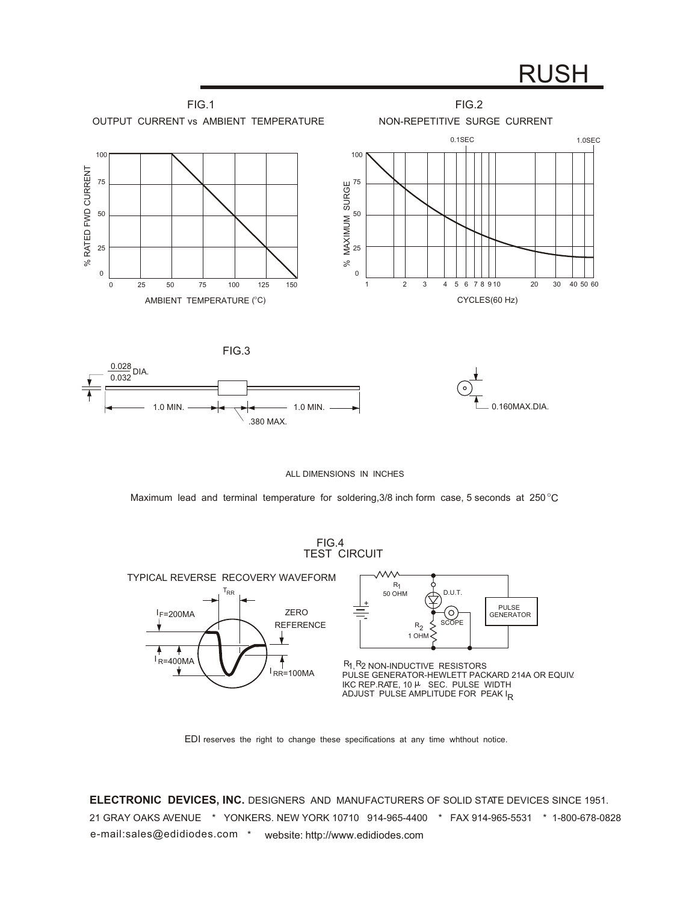# RUSH

FIG.1

OUTPUT CURRENT vs AMBIENT TEMPERATURE

% RATED FWD CURRENT

100
75
50
25
0

0 25 50 75 100 125 150

AMBIENT TEMPERATURE (°C)

FIG.2

NON-REPETITIVE SURGE CURRENT

0.1SEC 1.0SEC

% MAXIMUM SURGE

100
75
50
25
0

1 2 3 4 5 6 7 8 9 10 20 30 40 50 60

CYCLES(60 Hz)

FIG.3

$\frac{0.028}{0.032}$ DIA.

1.0 MIN. .380 MAX. 1.0 MIN.

0.160MAX.DIA.

ALL DIMENSIONS IN INCHES

Maximum lead and terminal temperature for soldering,3/8 inch form case, 5 seconds at 250°C

FIG.4
TEST CIRCUIT

TYPICAL REVERSE RECOVERY WAVEFORM

$T_{RR}$

$I_F$=200MA

ZERO REFERENCE

$I_R$=400MA

$I_{RR}$=100MA

$R_1$ 50 OHM

D.U.T.

SCOPE

$R_2$ 1 OHM

PULSE GENERATOR

$R_1$, $R_2$ NON-INDUCTIVE RESISTORS
PULSE GENERATOR-HEWLETT PACKARD 214A OR EQUIV.
IKC REP.RATE, 10 μ SEC. PULSE WIDTH
ADJUST PULSE AMPLITUDE FOR PEAK $I_R$

EDI reserves the right to change these specifications at any time whthout notice.

**ELECTRONIC DEVICES, INC.** DESIGNERS AND MANUFACTURERS OF SOLID STATE DEVICES SINCE 1951.
21 GRAY OAKS AVENUE * YONKERS. NEW YORK 10710 914-965-4400 * FAX 914-965-5531 * 1-800-678-0828
e-mail:sales@edidiodes.com * website: http://www.edidiodes.com